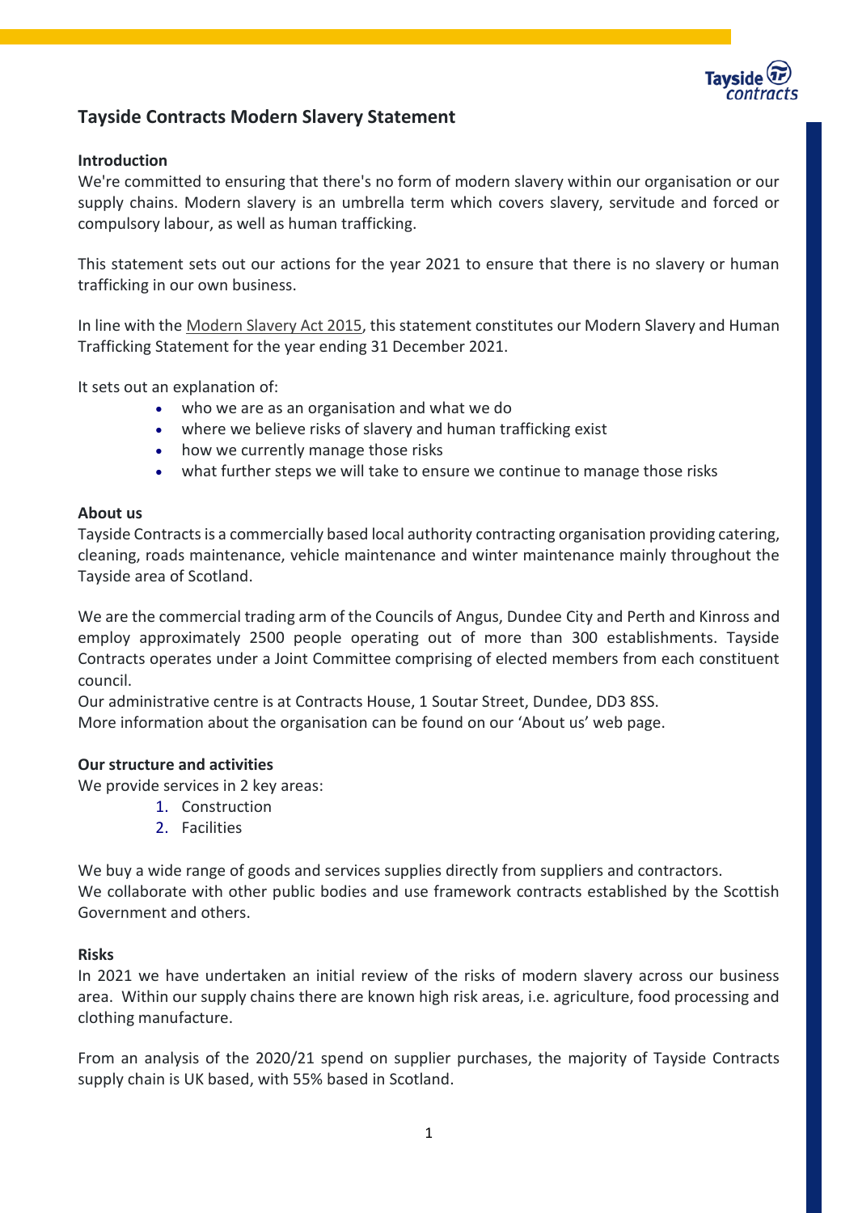# Tayside Contracts Modern Slavery Statement

## Introduction

We're committed to ensuring that there's no form of modern slavery within our organisation or our supply chains. Modern slavery is an umbrella term which covers slavery, servitude and forced or compulsory labour, as well as human trafficking.

This statement sets out our actions for the year 2021 to ensure that there is no slavery or human trafficking in our own business.

In line with the Modern Slavery Act 2015, this statement constitutes our Modern Slavery and Human Trafficking Statement for the year ending 31 December 2021.

It sets out an explanation of:

- who we are as an organisation and what we do
- where we believe risks of slavery and human trafficking exist
- how we currently manage those risks
- what further steps we will take to ensure we continue to manage those risks

## About us

Tayside Contracts is a commercially based local authority contracting organisation providing catering, cleaning, roads maintenance, vehicle maintenance and winter maintenance mainly throughout the Tayside area of Scotland.

We are the commercial trading arm of the Councils of Angus, Dundee City and Perth and Kinross and employ approximately 2500 people operating out of more than 300 establishments. Tayside Contracts operates under a Joint Committee comprising of elected members from each constituent council.
Our administrative centre is at Contracts House, 1 Soutar Street, Dundee, DD3 8SS.
More information about the organisation can be found on our 'About us' web page.

## Our structure and activities

We provide services in 2 key areas:

1. Construction
2. Facilities

We buy a wide range of goods and services supplies directly from suppliers and contractors.
We collaborate with other public bodies and use framework contracts established by the Scottish Government and others.

## Risks

In 2021 we have undertaken an initial review of the risks of modern slavery across our business area. Within our supply chains there are known high risk areas, i.e. agriculture, food processing and clothing manufacture.

From an analysis of the 2020/21 spend on supplier purchases, the majority of Tayside Contracts supply chain is UK based, with 55% based in Scotland.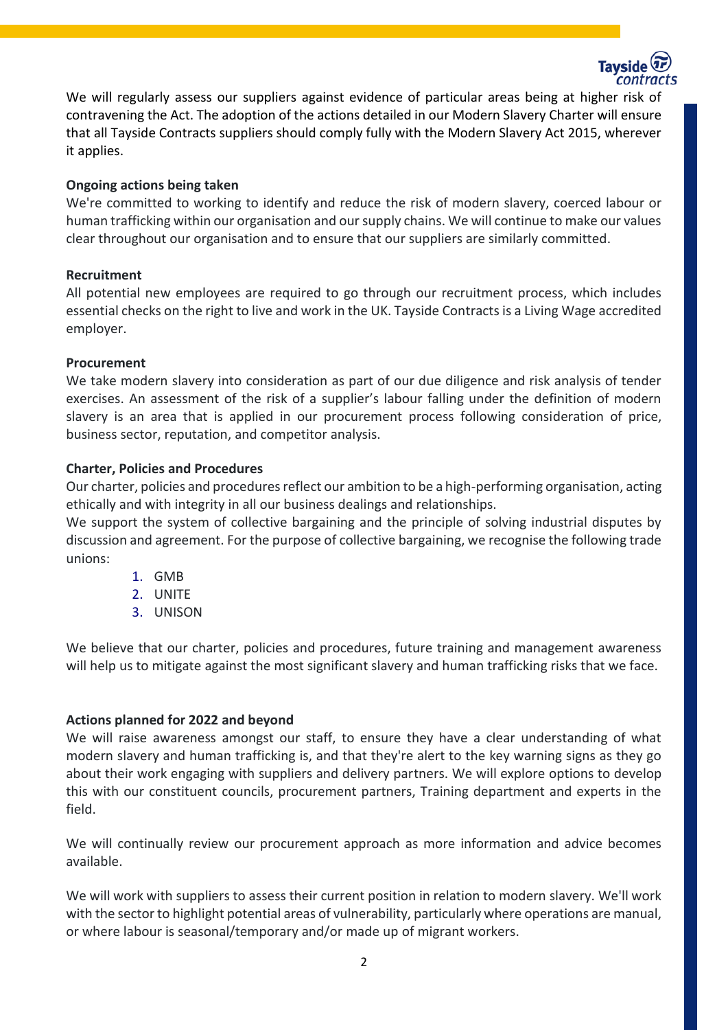We will regularly assess our suppliers against evidence of particular areas being at higher risk of contravening the Act. The adoption of the actions detailed in our Modern Slavery Charter will ensure that all Tayside Contracts suppliers should comply fully with the Modern Slavery Act 2015, wherever it applies.

**Ongoing actions being taken**

We're committed to working to identify and reduce the risk of modern slavery, coerced labour or human trafficking within our organisation and our supply chains. We will continue to make our values clear throughout our organisation and to ensure that our suppliers are similarly committed.

**Recruitment**

All potential new employees are required to go through our recruitment process, which includes essential checks on the right to live and work in the UK. Tayside Contracts is a Living Wage accredited employer.

**Procurement**

We take modern slavery into consideration as part of our due diligence and risk analysis of tender exercises. An assessment of the risk of a supplier's labour falling under the definition of modern slavery is an area that is applied in our procurement process following consideration of price, business sector, reputation, and competitor analysis.

**Charter, Policies and Procedures**

Our charter, policies and procedures reflect our ambition to be a high-performing organisation, acting ethically and with integrity in all our business dealings and relationships.

We support the system of collective bargaining and the principle of solving industrial disputes by discussion and agreement. For the purpose of collective bargaining, we recognise the following trade unions:

1. GMB
2. UNITE
3. UNISON

We believe that our charter, policies and procedures, future training and management awareness will help us to mitigate against the most significant slavery and human trafficking risks that we face.

**Actions planned for 2022 and beyond**

We will raise awareness amongst our staff, to ensure they have a clear understanding of what modern slavery and human trafficking is, and that they're alert to the key warning signs as they go about their work engaging with suppliers and delivery partners. We will explore options to develop this with our constituent councils, procurement partners, Training department and experts in the field.

We will continually review our procurement approach as more information and advice becomes available.

We will work with suppliers to assess their current position in relation to modern slavery. We'll work with the sector to highlight potential areas of vulnerability, particularly where operations are manual, or where labour is seasonal/temporary and/or made up of migrant workers.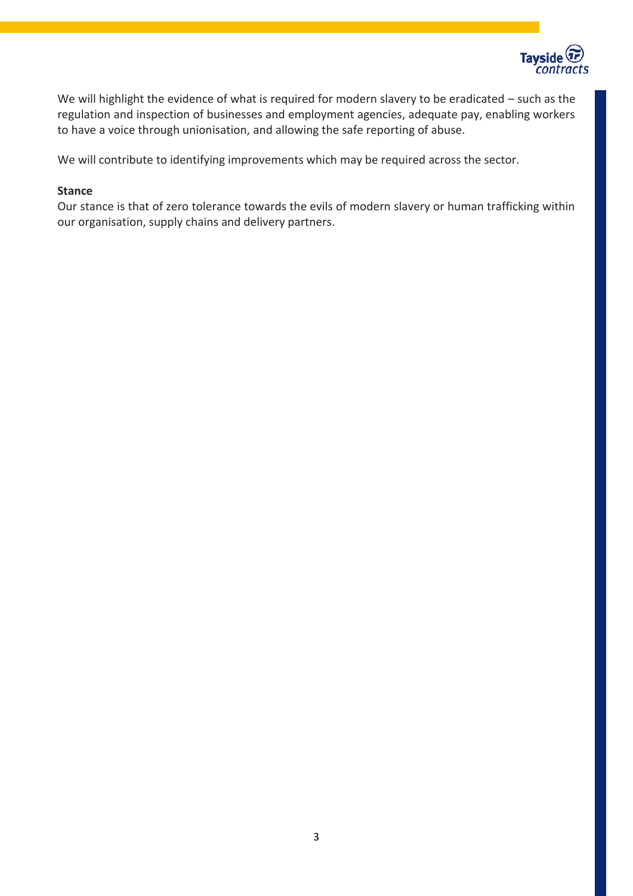We will highlight the evidence of what is required for modern slavery to be eradicated – such as the regulation and inspection of businesses and employment agencies, adequate pay, enabling workers to have a voice through unionisation, and allowing the safe reporting of abuse.

We will contribute to identifying improvements which may be required across the sector.

**Stance**

Our stance is that of zero tolerance towards the evils of modern slavery or human trafficking within our organisation, supply chains and delivery partners.